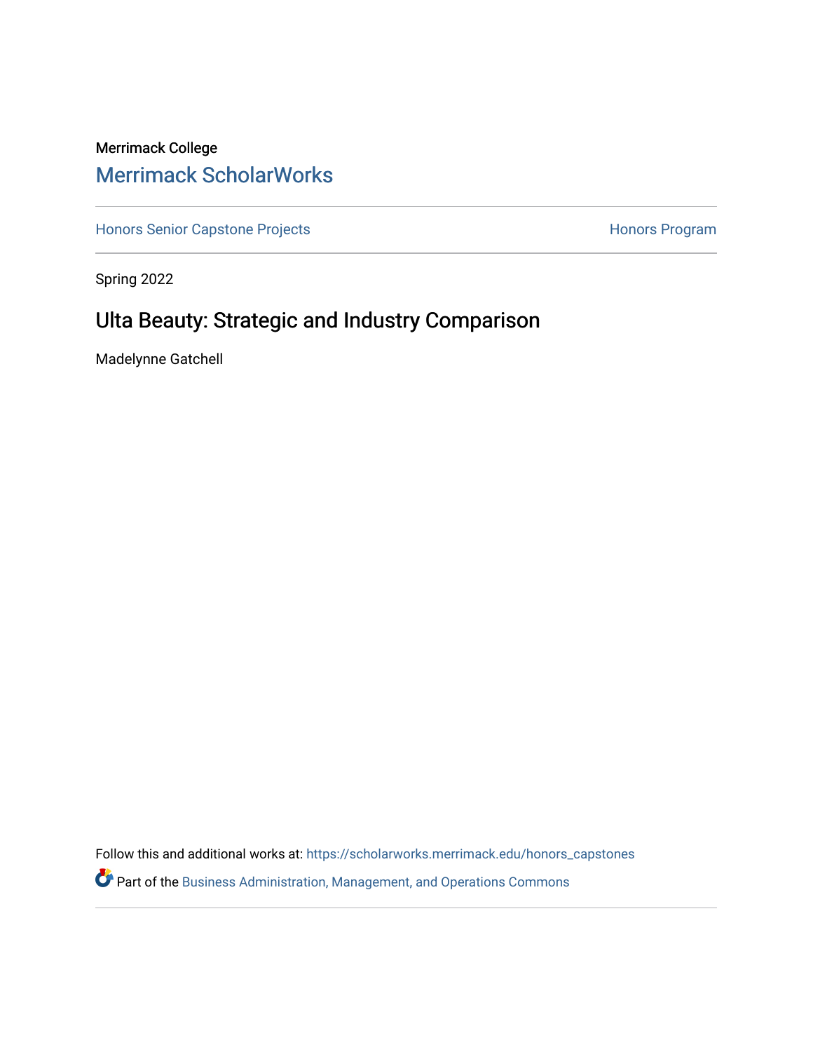Merrimack College

## Merrimack ScholarWorks

Honors Senior Capstone Projects | Honors Program

Spring 2022

# Ulta Beauty: Strategic and Industry Comparison

Madelynne Gatchell

Follow this and additional works at: https://scholarworks.merrimack.edu/honors_capstones

Part of the Business Administration, Management, and Operations Commons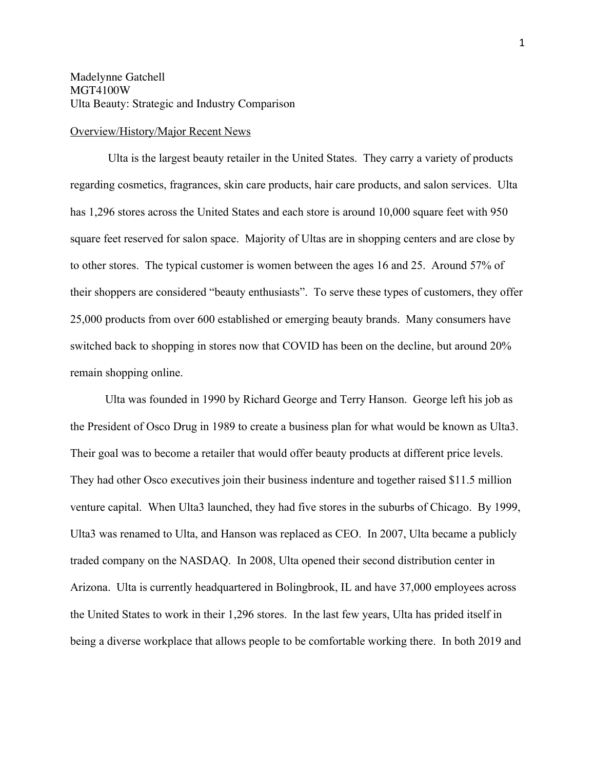Madelynne Gatchell
MGT4100W
Ulta Beauty: Strategic and Industry Comparison

Overview/History/Major Recent News

Ulta is the largest beauty retailer in the United States. They carry a variety of products regarding cosmetics, fragrances, skin care products, hair care products, and salon services. Ulta has 1,296 stores across the United States and each store is around 10,000 square feet with 950 square feet reserved for salon space. Majority of Ultas are in shopping centers and are close by to other stores. The typical customer is women between the ages 16 and 25. Around 57% of their shoppers are considered "beauty enthusiasts". To serve these types of customers, they offer 25,000 products from over 600 established or emerging beauty brands. Many consumers have switched back to shopping in stores now that COVID has been on the decline, but around 20% remain shopping online.

Ulta was founded in 1990 by Richard George and Terry Hanson. George left his job as the President of Osco Drug in 1989 to create a business plan for what would be known as Ulta3. Their goal was to become a retailer that would offer beauty products at different price levels. They had other Osco executives join their business indenture and together raised $11.5 million venture capital. When Ulta3 launched, they had five stores in the suburbs of Chicago. By 1999, Ulta3 was renamed to Ulta, and Hanson was replaced as CEO. In 2007, Ulta became a publicly traded company on the NASDAQ. In 2008, Ulta opened their second distribution center in Arizona. Ulta is currently headquartered in Bolingbrook, IL and have 37,000 employees across the United States to work in their 1,296 stores. In the last few years, Ulta has prided itself in being a diverse workplace that allows people to be comfortable working there. In both 2019 and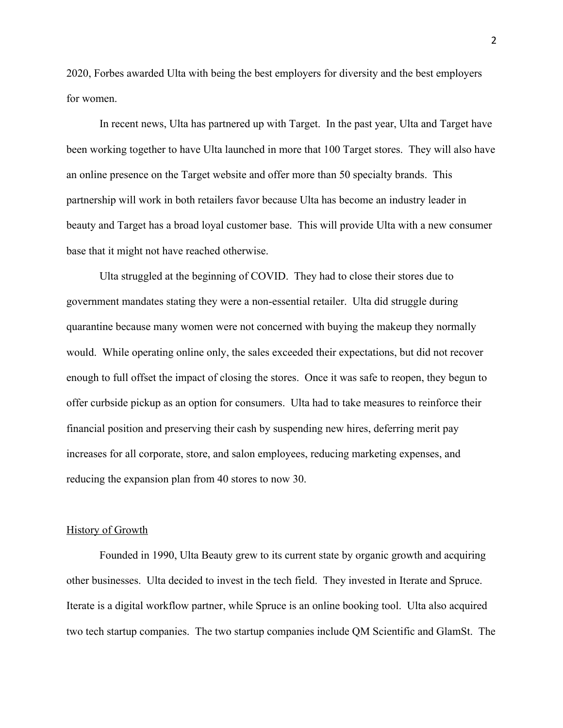2020, Forbes awarded Ulta with being the best employers for diversity and the best employers for women.

In recent news, Ulta has partnered up with Target. In the past year, Ulta and Target have been working together to have Ulta launched in more that 100 Target stores. They will also have an online presence on the Target website and offer more than 50 specialty brands. This partnership will work in both retailers favor because Ulta has become an industry leader in beauty and Target has a broad loyal customer base. This will provide Ulta with a new consumer base that it might not have reached otherwise.

Ulta struggled at the beginning of COVID. They had to close their stores due to government mandates stating they were a non-essential retailer. Ulta did struggle during quarantine because many women were not concerned with buying the makeup they normally would. While operating online only, the sales exceeded their expectations, but did not recover enough to full offset the impact of closing the stores. Once it was safe to reopen, they begun to offer curbside pickup as an option for consumers. Ulta had to take measures to reinforce their financial position and preserving their cash by suspending new hires, deferring merit pay increases for all corporate, store, and salon employees, reducing marketing expenses, and reducing the expansion plan from 40 stores to now 30.

<u>History of Growth</u>

Founded in 1990, Ulta Beauty grew to its current state by organic growth and acquiring other businesses. Ulta decided to invest in the tech field. They invested in Iterate and Spruce. Iterate is a digital workflow partner, while Spruce is an online booking tool. Ulta also acquired two tech startup companies. The two startup companies include QM Scientific and GlamSt. The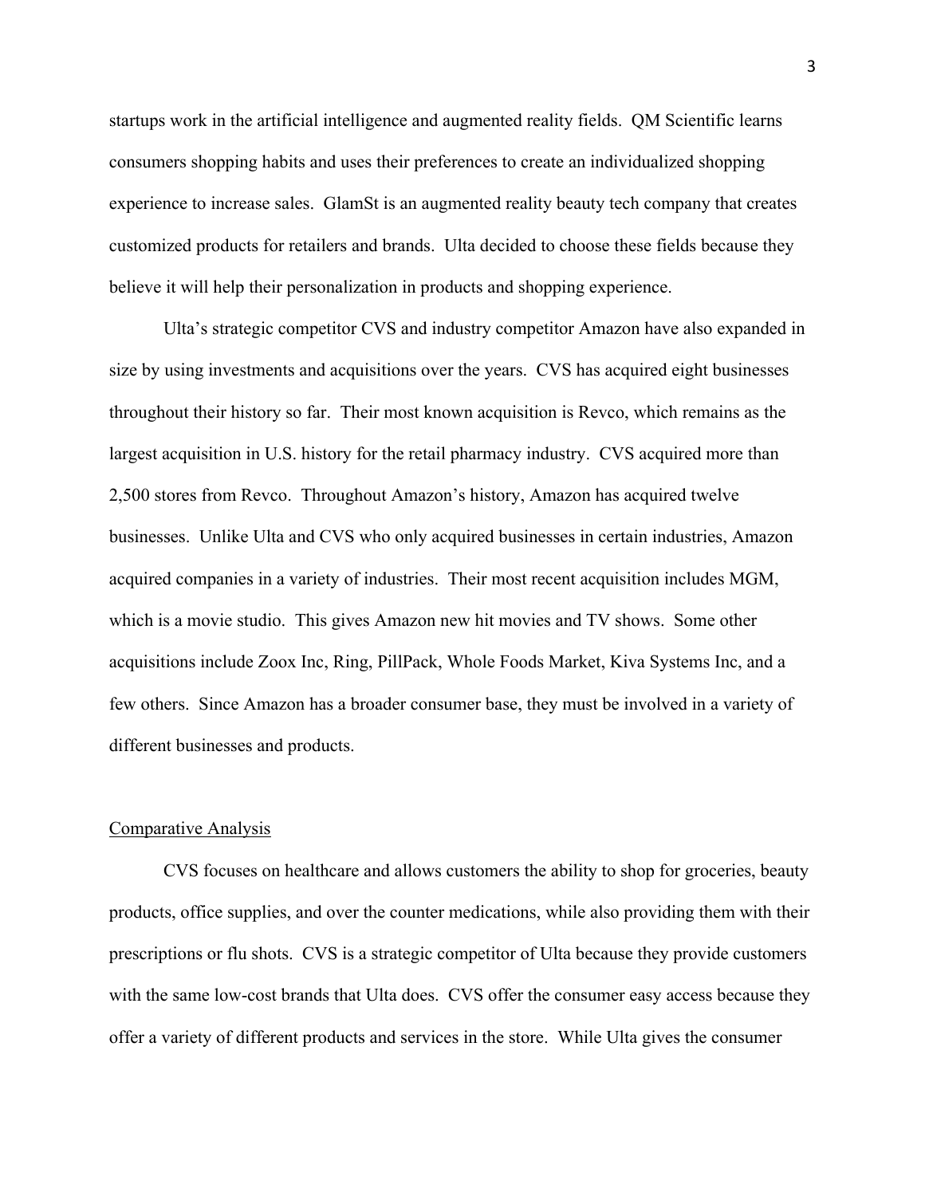startups work in the artificial intelligence and augmented reality fields. QM Scientific learns consumers shopping habits and uses their preferences to create an individualized shopping experience to increase sales. GlamSt is an augmented reality beauty tech company that creates customized products for retailers and brands. Ulta decided to choose these fields because they believe it will help their personalization in products and shopping experience.

Ulta's strategic competitor CVS and industry competitor Amazon have also expanded in size by using investments and acquisitions over the years. CVS has acquired eight businesses throughout their history so far. Their most known acquisition is Revco, which remains as the largest acquisition in U.S. history for the retail pharmacy industry. CVS acquired more than 2,500 stores from Revco. Throughout Amazon's history, Amazon has acquired twelve businesses. Unlike Ulta and CVS who only acquired businesses in certain industries, Amazon acquired companies in a variety of industries. Their most recent acquisition includes MGM, which is a movie studio. This gives Amazon new hit movies and TV shows. Some other acquisitions include Zoox Inc, Ring, PillPack, Whole Foods Market, Kiva Systems Inc, and a few others. Since Amazon has a broader consumer base, they must be involved in a variety of different businesses and products.

<u>Comparative Analysis</u>

CVS focuses on healthcare and allows customers the ability to shop for groceries, beauty products, office supplies, and over the counter medications, while also providing them with their prescriptions or flu shots. CVS is a strategic competitor of Ulta because they provide customers with the same low-cost brands that Ulta does. CVS offer the consumer easy access because they offer a variety of different products and services in the store. While Ulta gives the consumer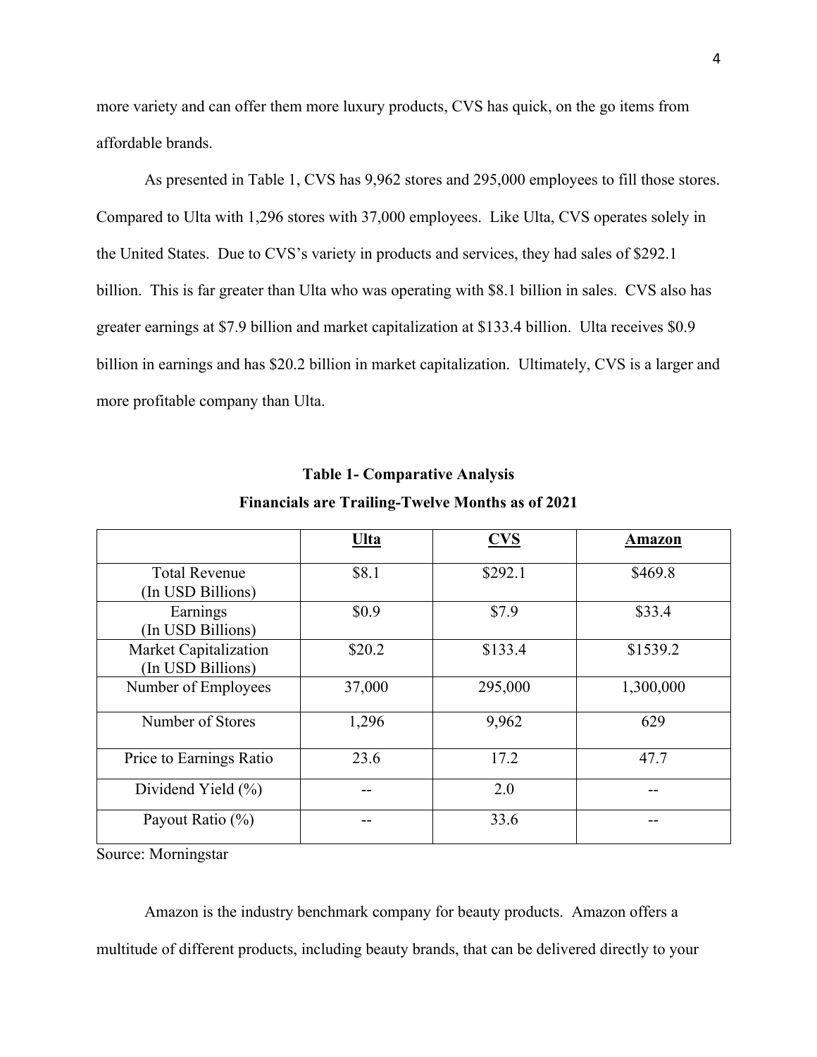more variety and can offer them more luxury products, CVS has quick, on the go items from affordable brands.

As presented in Table 1, CVS has 9,962 stores and 295,000 employees to fill those stores. Compared to Ulta with 1,296 stores with 37,000 employees. Like Ulta, CVS operates solely in the United States. Due to CVS's variety in products and services, they had sales of $292.1 billion. This is far greater than Ulta who was operating with $8.1 billion in sales. CVS also has greater earnings at $7.9 billion and market capitalization at $133.4 billion. Ulta receives $0.9 billion in earnings and has $20.2 billion in market capitalization. Ultimately, CVS is a larger and more profitable company than Ulta.

**Table 1- Comparative Analysis**

**Financials are Trailing-Twelve Months as of 2021**

| | **Ulta** | **CVS** | **Amazon** |
|---|---|---|---|
| Total Revenue (In USD Billions) | $8.1 | $292.1 | $469.8 |
| Earnings (In USD Billions) | $0.9 | $7.9 | $33.4 |
| Market Capitalization (In USD Billions) | $20.2 | $133.4 | $1539.2 |
| Number of Employees | 37,000 | 295,000 | 1,300,000 |
| Number of Stores | 1,296 | 9,962 | 629 |
| Price to Earnings Ratio | 23.6 | 17.2 | 47.7 |
| Dividend Yield (%) | -- | 2.0 | -- |
| Payout Ratio (%) | -- | 33.6 | -- |

Source: Morningstar

Amazon is the industry benchmark company for beauty products. Amazon offers a multitude of different products, including beauty brands, that can be delivered directly to your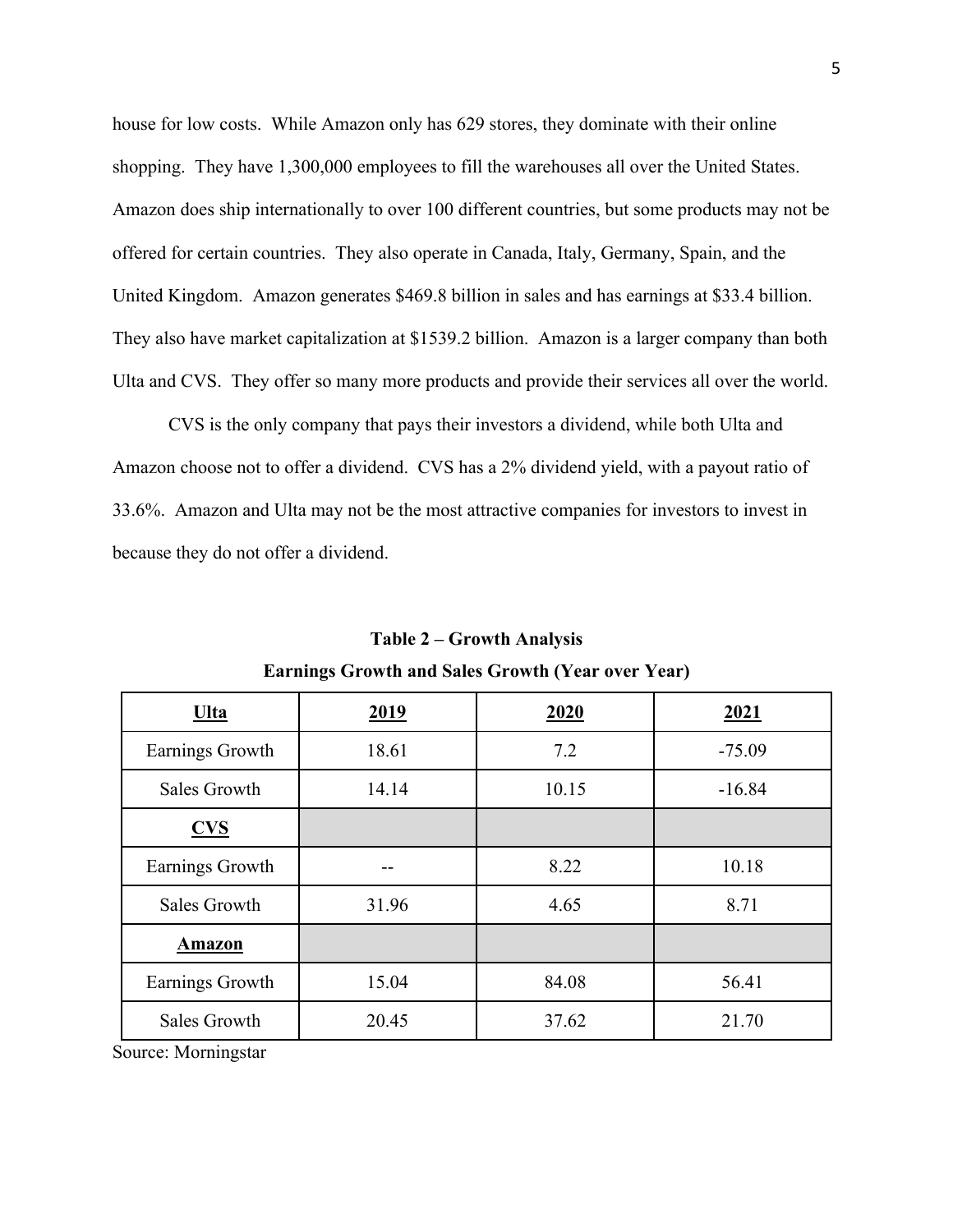house for low costs. While Amazon only has 629 stores, they dominate with their online shopping. They have 1,300,000 employees to fill the warehouses all over the United States. Amazon does ship internationally to over 100 different countries, but some products may not be offered for certain countries. They also operate in Canada, Italy, Germany, Spain, and the United Kingdom. Amazon generates $469.8 billion in sales and has earnings at $33.4 billion. They also have market capitalization at $1539.2 billion. Amazon is a larger company than both Ulta and CVS. They offer so many more products and provide their services all over the world.

CVS is the only company that pays their investors a dividend, while both Ulta and Amazon choose not to offer a dividend. CVS has a 2% dividend yield, with a payout ratio of 33.6%. Amazon and Ulta may not be the most attractive companies for investors to invest in because they do not offer a dividend.

**Table 2 – Growth Analysis**

**Earnings Growth and Sales Growth (Year over Year)**

| **Ulta** | **2019** | **2020** | **2021** |
|---|---|---|---|
| Earnings Growth | 18.61 | 7.2 | -75.09 |
| Sales Growth | 14.14 | 10.15 | -16.84 |
| **CVS** | | | |
| Earnings Growth | -- | 8.22 | 10.18 |
| Sales Growth | 31.96 | 4.65 | 8.71 |
| **Amazon** | | | |
| Earnings Growth | 15.04 | 84.08 | 56.41 |
| Sales Growth | 20.45 | 37.62 | 21.70 |

Source: Morningstar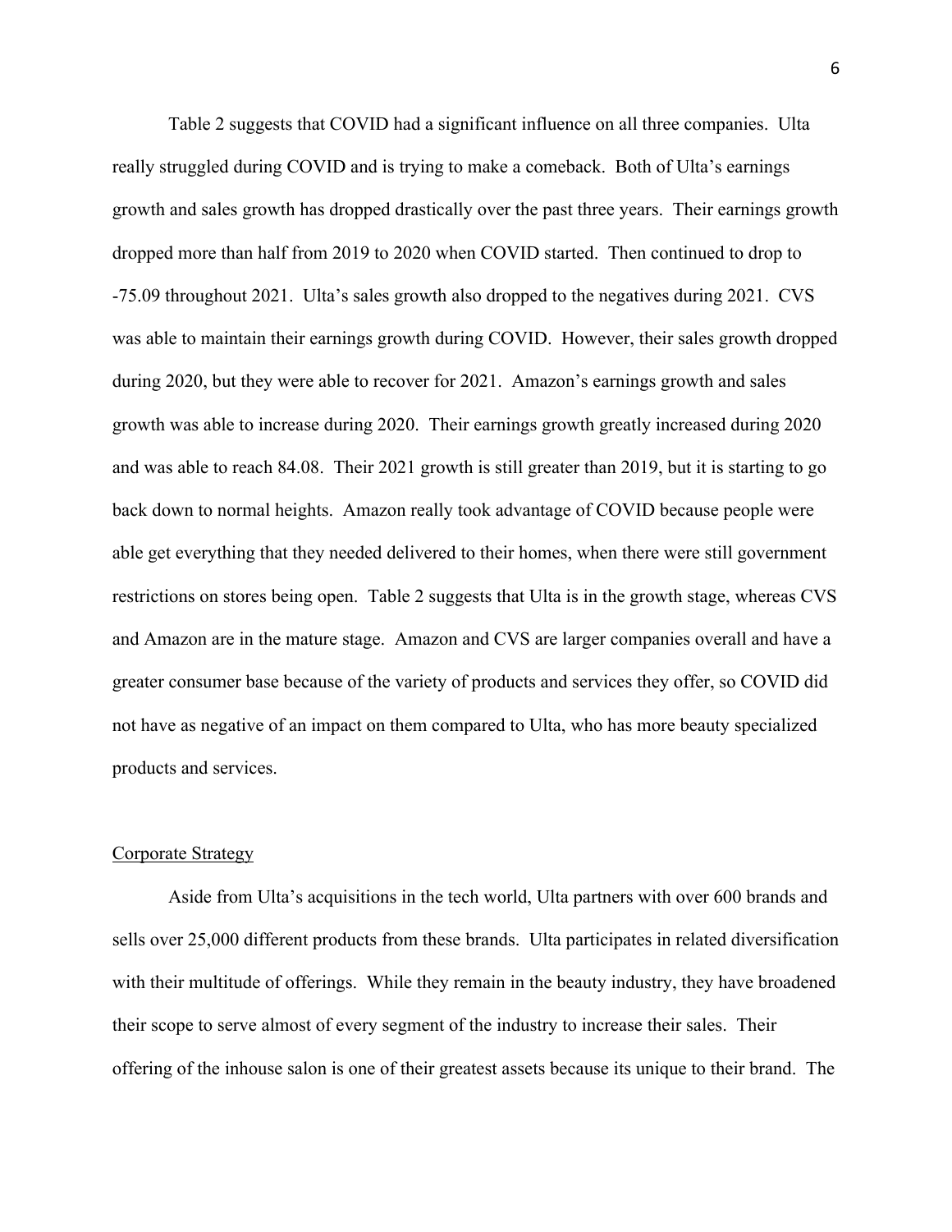Table 2 suggests that COVID had a significant influence on all three companies. Ulta really struggled during COVID and is trying to make a comeback. Both of Ulta's earnings growth and sales growth has dropped drastically over the past three years. Their earnings growth dropped more than half from 2019 to 2020 when COVID started. Then continued to drop to -75.09 throughout 2021. Ulta's sales growth also dropped to the negatives during 2021. CVS was able to maintain their earnings growth during COVID. However, their sales growth dropped during 2020, but they were able to recover for 2021. Amazon's earnings growth and sales growth was able to increase during 2020. Their earnings growth greatly increased during 2020 and was able to reach 84.08. Their 2021 growth is still greater than 2019, but it is starting to go back down to normal heights. Amazon really took advantage of COVID because people were able get everything that they needed delivered to their homes, when there were still government restrictions on stores being open. Table 2 suggests that Ulta is in the growth stage, whereas CVS and Amazon are in the mature stage. Amazon and CVS are larger companies overall and have a greater consumer base because of the variety of products and services they offer, so COVID did not have as negative of an impact on them compared to Ulta, who has more beauty specialized products and services.

## Corporate Strategy

Aside from Ulta's acquisitions in the tech world, Ulta partners with over 600 brands and sells over 25,000 different products from these brands. Ulta participates in related diversification with their multitude of offerings. While they remain in the beauty industry, they have broadened their scope to serve almost of every segment of the industry to increase their sales. Their offering of the inhouse salon is one of their greatest assets because its unique to their brand. The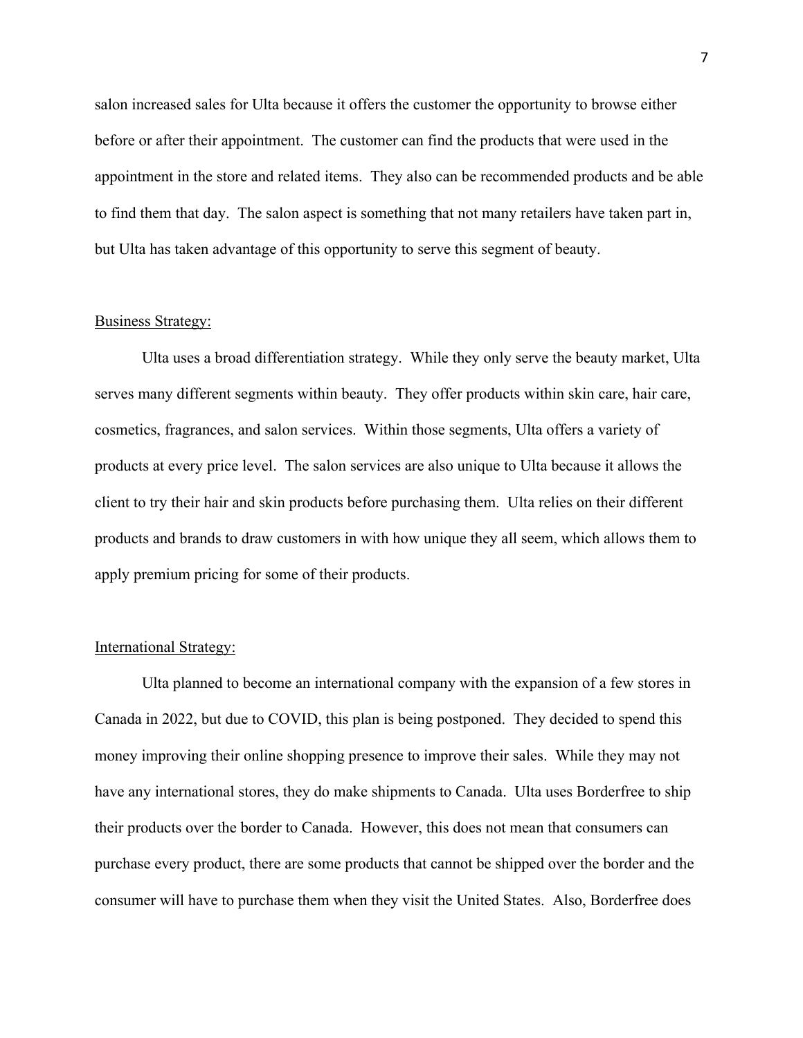salon increased sales for Ulta because it offers the customer the opportunity to browse either before or after their appointment. The customer can find the products that were used in the appointment in the store and related items. They also can be recommended products and be able to find them that day. The salon aspect is something that not many retailers have taken part in, but Ulta has taken advantage of this opportunity to serve this segment of beauty.

## Business Strategy:

Ulta uses a broad differentiation strategy. While they only serve the beauty market, Ulta serves many different segments within beauty. They offer products within skin care, hair care, cosmetics, fragrances, and salon services. Within those segments, Ulta offers a variety of products at every price level. The salon services are also unique to Ulta because it allows the client to try their hair and skin products before purchasing them. Ulta relies on their different products and brands to draw customers in with how unique they all seem, which allows them to apply premium pricing for some of their products.

## International Strategy:

Ulta planned to become an international company with the expansion of a few stores in Canada in 2022, but due to COVID, this plan is being postponed. They decided to spend this money improving their online shopping presence to improve their sales. While they may not have any international stores, they do make shipments to Canada. Ulta uses Borderfree to ship their products over the border to Canada. However, this does not mean that consumers can purchase every product, there are some products that cannot be shipped over the border and the consumer will have to purchase them when they visit the United States. Also, Borderfree does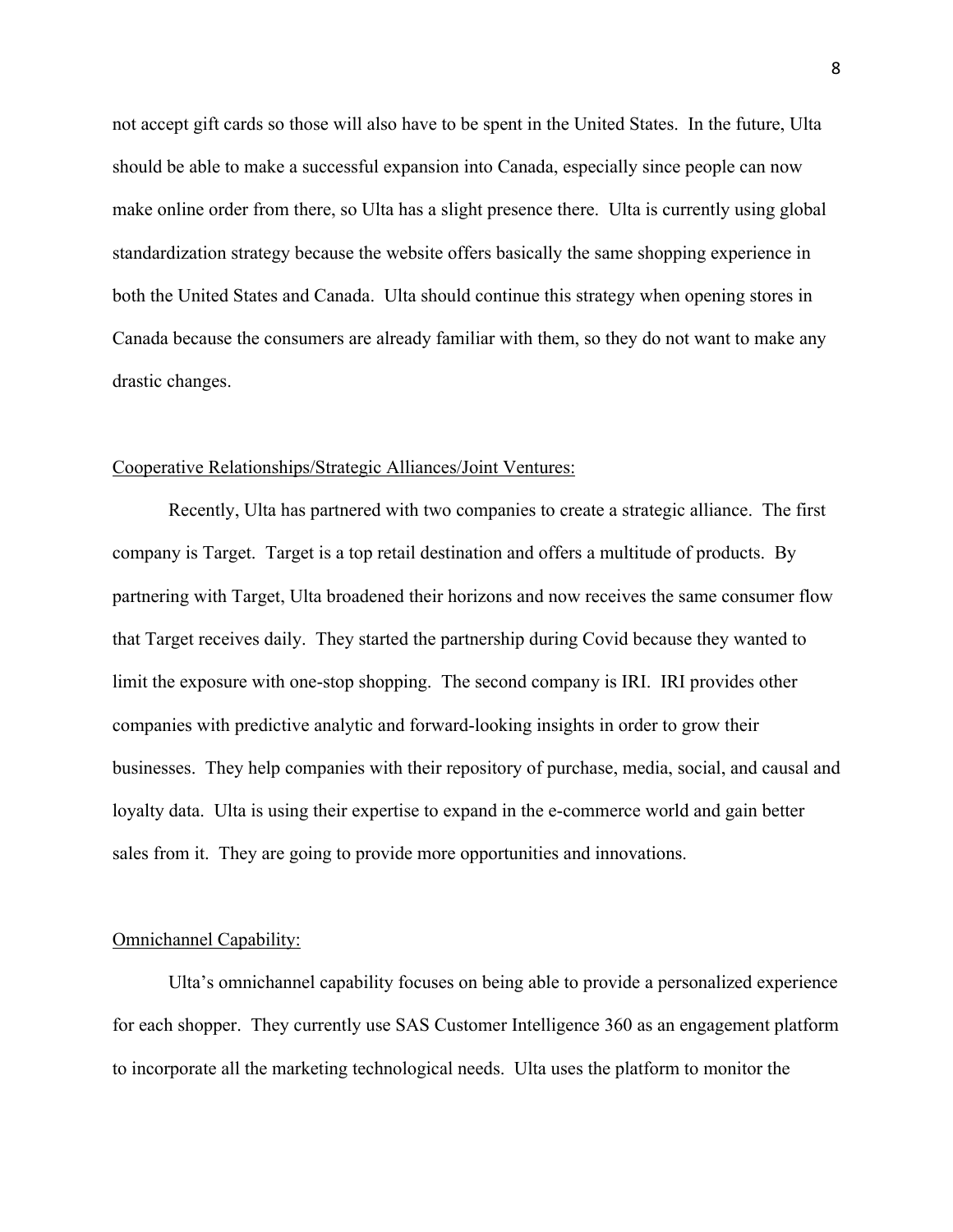not accept gift cards so those will also have to be spent in the United States. In the future, Ulta should be able to make a successful expansion into Canada, especially since people can now make online order from there, so Ulta has a slight presence there. Ulta is currently using global standardization strategy because the website offers basically the same shopping experience in both the United States and Canada. Ulta should continue this strategy when opening stores in Canada because the consumers are already familiar with them, so they do not want to make any drastic changes.

<u>Cooperative Relationships/Strategic Alliances/Joint Ventures:</u>

Recently, Ulta has partnered with two companies to create a strategic alliance. The first company is Target. Target is a top retail destination and offers a multitude of products. By partnering with Target, Ulta broadened their horizons and now receives the same consumer flow that Target receives daily. They started the partnership during Covid because they wanted to limit the exposure with one-stop shopping. The second company is IRI. IRI provides other companies with predictive analytic and forward-looking insights in order to grow their businesses. They help companies with their repository of purchase, media, social, and causal and loyalty data. Ulta is using their expertise to expand in the e-commerce world and gain better sales from it. They are going to provide more opportunities and innovations.

<u>Omnichannel Capability:</u>

Ulta's omnichannel capability focuses on being able to provide a personalized experience for each shopper. They currently use SAS Customer Intelligence 360 as an engagement platform to incorporate all the marketing technological needs. Ulta uses the platform to monitor the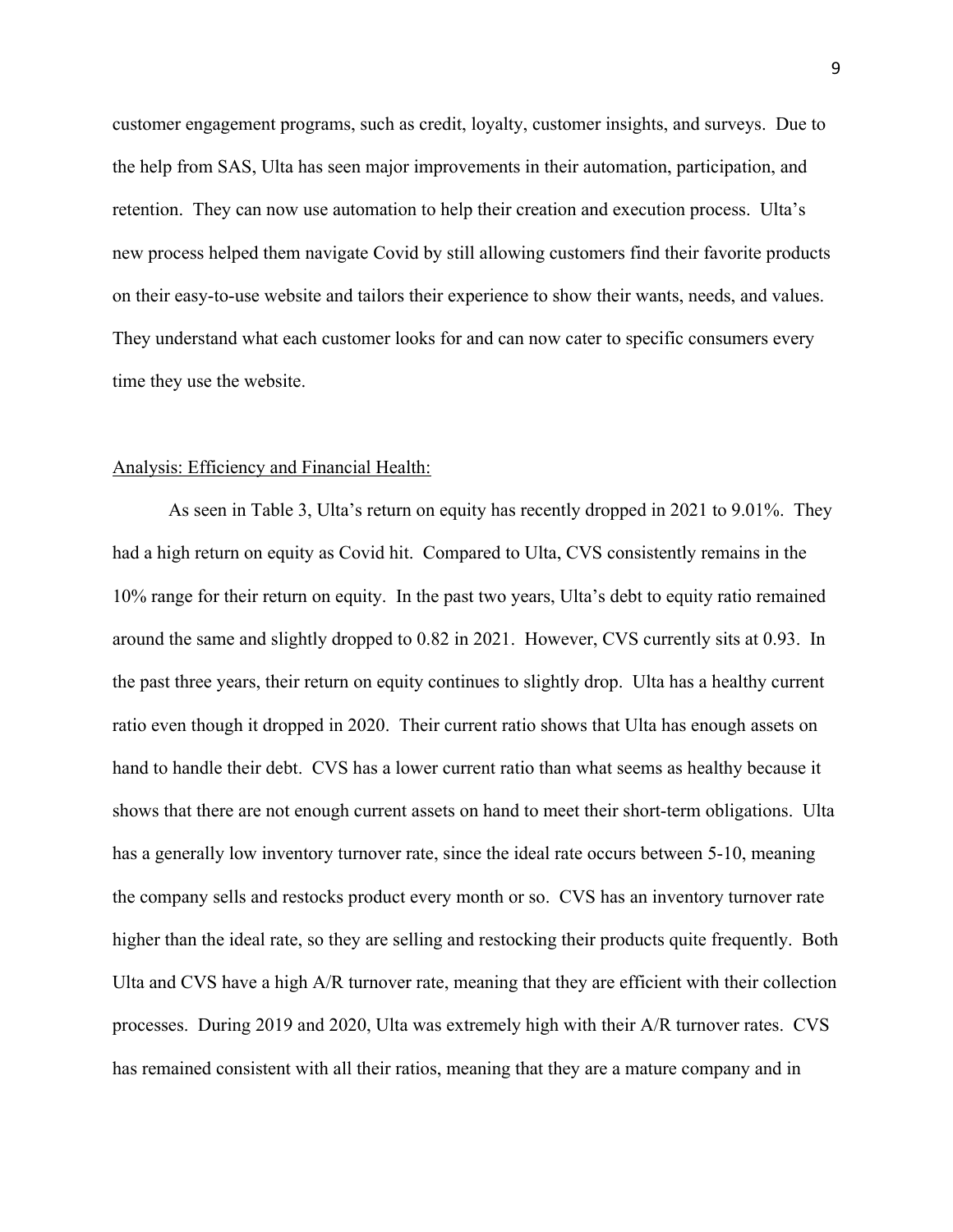customer engagement programs, such as credit, loyalty, customer insights, and surveys. Due to the help from SAS, Ulta has seen major improvements in their automation, participation, and retention. They can now use automation to help their creation and execution process. Ulta's new process helped them navigate Covid by still allowing customers find their favorite products on their easy-to-use website and tailors their experience to show their wants, needs, and values. They understand what each customer looks for and can now cater to specific consumers every time they use the website.

## Analysis: Efficiency and Financial Health:

As seen in Table 3, Ulta's return on equity has recently dropped in 2021 to 9.01%. They had a high return on equity as Covid hit. Compared to Ulta, CVS consistently remains in the 10% range for their return on equity. In the past two years, Ulta's debt to equity ratio remained around the same and slightly dropped to 0.82 in 2021. However, CVS currently sits at 0.93. In the past three years, their return on equity continues to slightly drop. Ulta has a healthy current ratio even though it dropped in 2020. Their current ratio shows that Ulta has enough assets on hand to handle their debt. CVS has a lower current ratio than what seems as healthy because it shows that there are not enough current assets on hand to meet their short-term obligations. Ulta has a generally low inventory turnover rate, since the ideal rate occurs between 5-10, meaning the company sells and restocks product every month or so. CVS has an inventory turnover rate higher than the ideal rate, so they are selling and restocking their products quite frequently. Both Ulta and CVS have a high A/R turnover rate, meaning that they are efficient with their collection processes. During 2019 and 2020, Ulta was extremely high with their A/R turnover rates. CVS has remained consistent with all their ratios, meaning that they are a mature company and in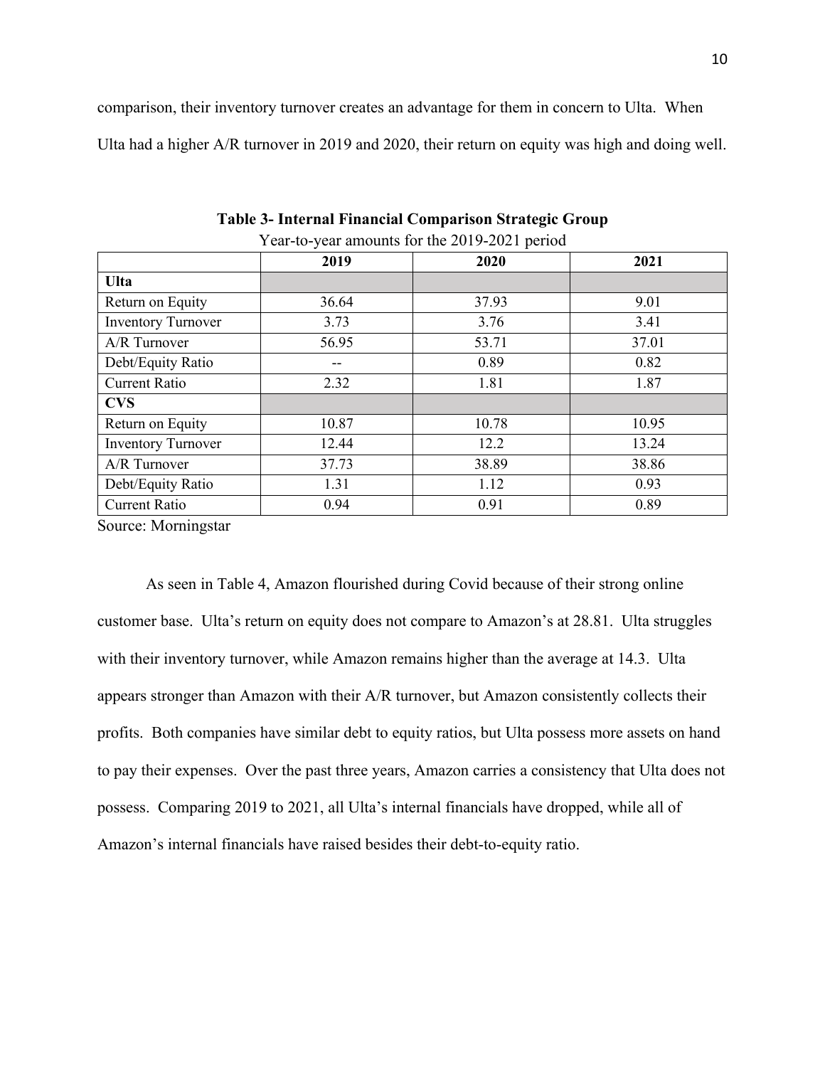comparison, their inventory turnover creates an advantage for them in concern to Ulta. When Ulta had a higher A/R turnover in 2019 and 2020, their return on equity was high and doing well.

**Table 3- Internal Financial Comparison Strategic Group**

Year-to-year amounts for the 2019-2021 period

| | 2019 | 2020 | 2021 |
|---|---|---|---|
| **Ulta** | | | |
| Return on Equity | 36.64 | 37.93 | 9.01 |
| Inventory Turnover | 3.73 | 3.76 | 3.41 |
| A/R Turnover | 56.95 | 53.71 | 37.01 |
| Debt/Equity Ratio | -- | 0.89 | 0.82 |
| Current Ratio | 2.32 | 1.81 | 1.87 |
| **CVS** | | | |
| Return on Equity | 10.87 | 10.78 | 10.95 |
| Inventory Turnover | 12.44 | 12.2 | 13.24 |
| A/R Turnover | 37.73 | 38.89 | 38.86 |
| Debt/Equity Ratio | 1.31 | 1.12 | 0.93 |
| Current Ratio | 0.94 | 0.91 | 0.89 |

Source: Morningstar

As seen in Table 4, Amazon flourished during Covid because of their strong online customer base. Ulta's return on equity does not compare to Amazon's at 28.81. Ulta struggles with their inventory turnover, while Amazon remains higher than the average at 14.3. Ulta appears stronger than Amazon with their A/R turnover, but Amazon consistently collects their profits. Both companies have similar debt to equity ratios, but Ulta possess more assets on hand to pay their expenses. Over the past three years, Amazon carries a consistency that Ulta does not possess. Comparing 2019 to 2021, all Ulta's internal financials have dropped, while all of Amazon's internal financials have raised besides their debt-to-equity ratio.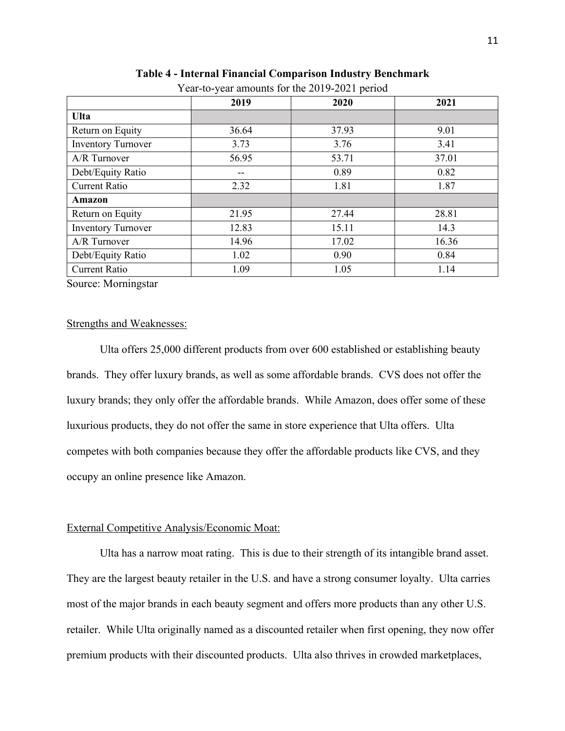**Table 4 - Internal Financial Comparison Industry Benchmark**

Year-to-year amounts for the 2019-2021 period

| | 2019 | 2020 | 2021 |
|---|---|---|---|
| **Ulta** | | | |
| Return on Equity | 36.64 | 37.93 | 9.01 |
| Inventory Turnover | 3.73 | 3.76 | 3.41 |
| A/R Turnover | 56.95 | 53.71 | 37.01 |
| Debt/Equity Ratio | -- | 0.89 | 0.82 |
| Current Ratio | 2.32 | 1.81 | 1.87 |
| **Amazon** | | | |
| Return on Equity | 21.95 | 27.44 | 28.81 |
| Inventory Turnover | 12.83 | 15.11 | 14.3 |
| A/R Turnover | 14.96 | 17.02 | 16.36 |
| Debt/Equity Ratio | 1.02 | 0.90 | 0.84 |
| Current Ratio | 1.09 | 1.05 | 1.14 |

Source: Morningstar

## Strengths and Weaknesses:

Ulta offers 25,000 different products from over 600 established or establishing beauty brands. They offer luxury brands, as well as some affordable brands. CVS does not offer the luxury brands; they only offer the affordable brands. While Amazon, does offer some of these luxurious products, they do not offer the same in store experience that Ulta offers. Ulta competes with both companies because they offer the affordable products like CVS, and they occupy an online presence like Amazon.

## External Competitive Analysis/Economic Moat:

Ulta has a narrow moat rating. This is due to their strength of its intangible brand asset. They are the largest beauty retailer in the U.S. and have a strong consumer loyalty. Ulta carries most of the major brands in each beauty segment and offers more products than any other U.S. retailer. While Ulta originally named as a discounted retailer when first opening, they now offer premium products with their discounted products. Ulta also thrives in crowded marketplaces,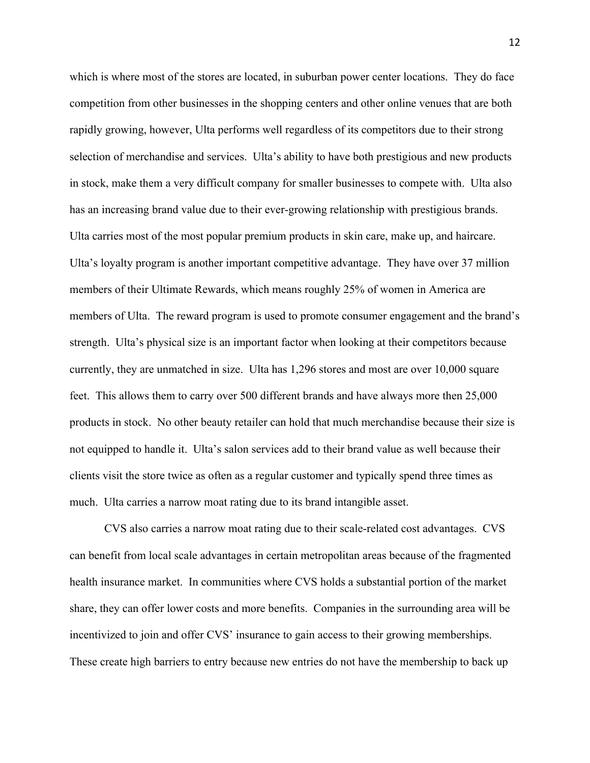which is where most of the stores are located, in suburban power center locations. They do face competition from other businesses in the shopping centers and other online venues that are both rapidly growing, however, Ulta performs well regardless of its competitors due to their strong selection of merchandise and services. Ulta's ability to have both prestigious and new products in stock, make them a very difficult company for smaller businesses to compete with. Ulta also has an increasing brand value due to their ever-growing relationship with prestigious brands. Ulta carries most of the most popular premium products in skin care, make up, and haircare. Ulta's loyalty program is another important competitive advantage. They have over 37 million members of their Ultimate Rewards, which means roughly 25% of women in America are members of Ulta. The reward program is used to promote consumer engagement and the brand's strength. Ulta's physical size is an important factor when looking at their competitors because currently, they are unmatched in size. Ulta has 1,296 stores and most are over 10,000 square feet. This allows them to carry over 500 different brands and have always more then 25,000 products in stock. No other beauty retailer can hold that much merchandise because their size is not equipped to handle it. Ulta's salon services add to their brand value as well because their clients visit the store twice as often as a regular customer and typically spend three times as much. Ulta carries a narrow moat rating due to its brand intangible asset.

CVS also carries a narrow moat rating due to their scale-related cost advantages. CVS can benefit from local scale advantages in certain metropolitan areas because of the fragmented health insurance market. In communities where CVS holds a substantial portion of the market share, they can offer lower costs and more benefits. Companies in the surrounding area will be incentivized to join and offer CVS' insurance to gain access to their growing memberships. These create high barriers to entry because new entries do not have the membership to back up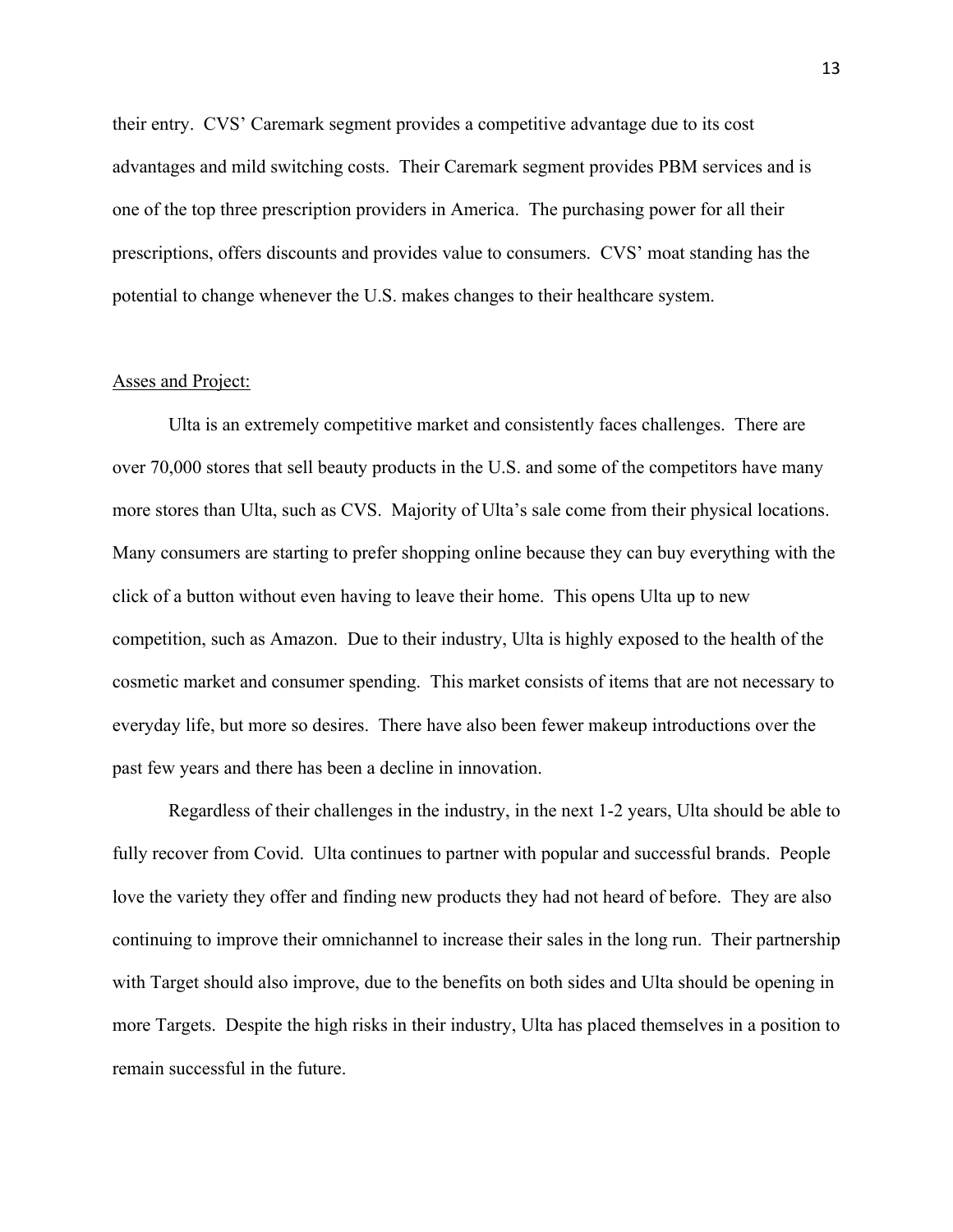their entry. CVS' Caremark segment provides a competitive advantage due to its cost advantages and mild switching costs. Their Caremark segment provides PBM services and is one of the top three prescription providers in America. The purchasing power for all their prescriptions, offers discounts and provides value to consumers. CVS' moat standing has the potential to change whenever the U.S. makes changes to their healthcare system.

<u>Asses and Project:</u>

Ulta is an extremely competitive market and consistently faces challenges. There are over 70,000 stores that sell beauty products in the U.S. and some of the competitors have many more stores than Ulta, such as CVS. Majority of Ulta's sale come from their physical locations. Many consumers are starting to prefer shopping online because they can buy everything with the click of a button without even having to leave their home. This opens Ulta up to new competition, such as Amazon. Due to their industry, Ulta is highly exposed to the health of the cosmetic market and consumer spending. This market consists of items that are not necessary to everyday life, but more so desires. There have also been fewer makeup introductions over the past few years and there has been a decline in innovation.

Regardless of their challenges in the industry, in the next 1-2 years, Ulta should be able to fully recover from Covid. Ulta continues to partner with popular and successful brands. People love the variety they offer and finding new products they had not heard of before. They are also continuing to improve their omnichannel to increase their sales in the long run. Their partnership with Target should also improve, due to the benefits on both sides and Ulta should be opening in more Targets. Despite the high risks in their industry, Ulta has placed themselves in a position to remain successful in the future.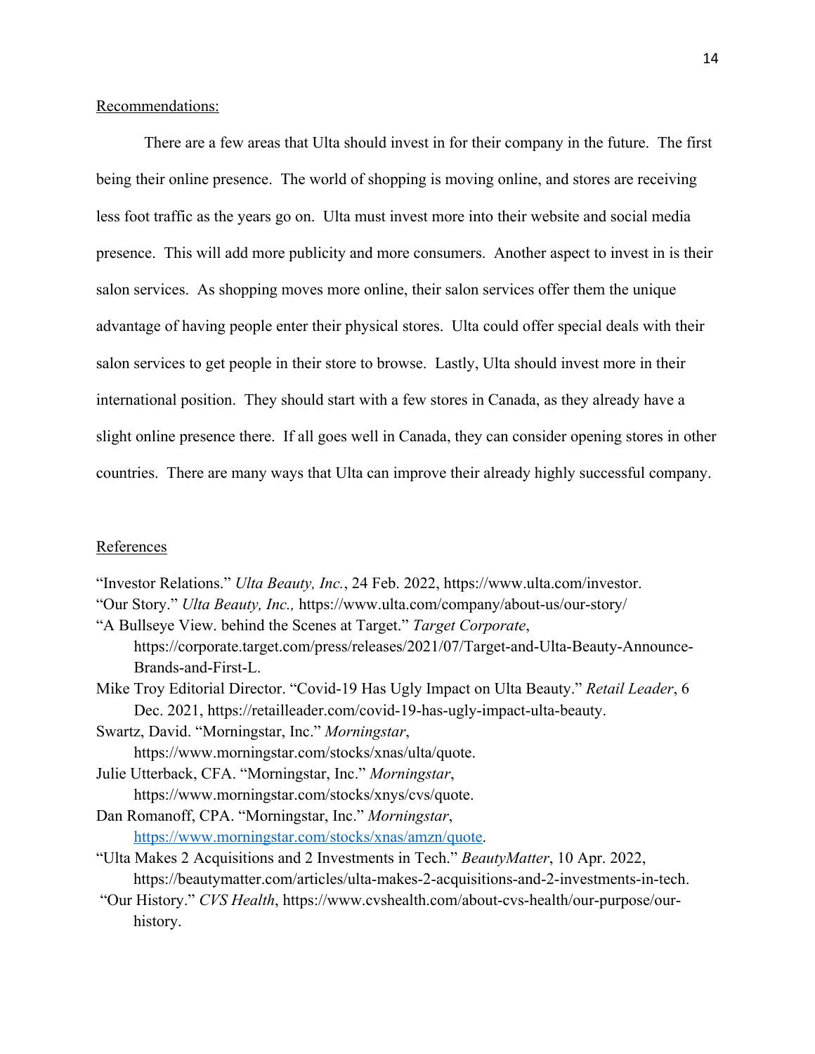Recommendations:

There are a few areas that Ulta should invest in for their company in the future. The first being their online presence. The world of shopping is moving online, and stores are receiving less foot traffic as the years go on. Ulta must invest more into their website and social media presence. This will add more publicity and more consumers. Another aspect to invest in is their salon services. As shopping moves more online, their salon services offer them the unique advantage of having people enter their physical stores. Ulta could offer special deals with their salon services to get people in their store to browse. Lastly, Ulta should invest more in their international position. They should start with a few stores in Canada, as they already have a slight online presence there. If all goes well in Canada, they can consider opening stores in other countries. There are many ways that Ulta can improve their already highly successful company.

References

"Investor Relations." *Ulta Beauty, Inc.*, 24 Feb. 2022, https://www.ulta.com/investor.

"Our Story." *Ulta Beauty, Inc.,* https://www.ulta.com/company/about-us/our-story/

"A Bullseye View. behind the Scenes at Target." *Target Corporate*, https://corporate.target.com/press/releases/2021/07/Target-and-Ulta-Beauty-Announce-Brands-and-First-L.

Mike Troy Editorial Director. "Covid-19 Has Ugly Impact on Ulta Beauty." *Retail Leader*, 6 Dec. 2021, https://retailleader.com/covid-19-has-ugly-impact-ulta-beauty.

Swartz, David. "Morningstar, Inc." *Morningstar*, https://www.morningstar.com/stocks/xnas/ulta/quote.

Julie Utterback, CFA. "Morningstar, Inc." *Morningstar*, https://www.morningstar.com/stocks/xnys/cvs/quote.

Dan Romanoff, CPA. "Morningstar, Inc." *Morningstar*, https://www.morningstar.com/stocks/xnas/amzn/quote.

"Ulta Makes 2 Acquisitions and 2 Investments in Tech." *BeautyMatter*, 10 Apr. 2022, https://beautymatter.com/articles/ulta-makes-2-acquisitions-and-2-investments-in-tech.

"Our History." *CVS Health*, https://www.cvshealth.com/about-cvs-health/our-purpose/our-history.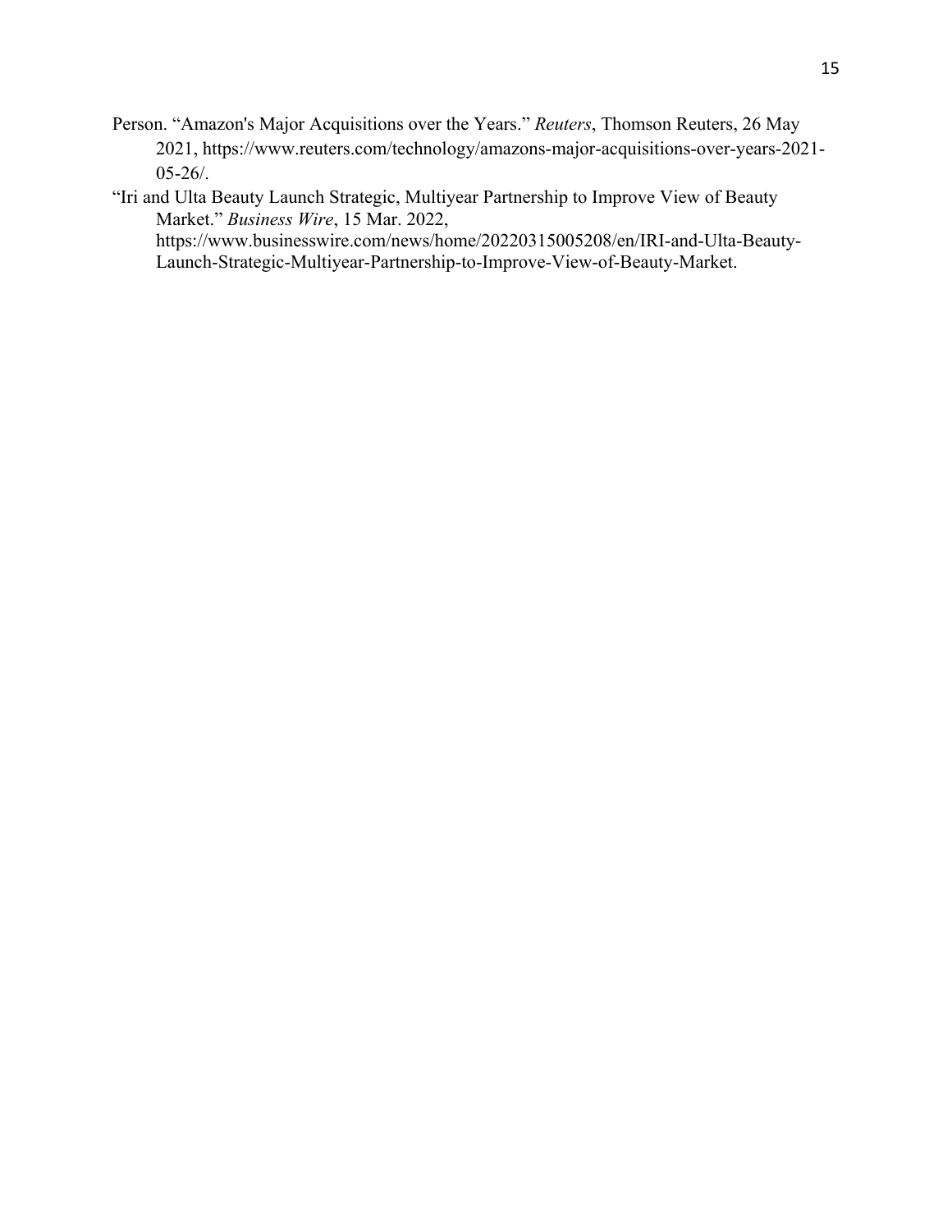Person. "Amazon's Major Acquisitions over the Years." *Reuters*, Thomson Reuters, 26 May 2021, https://www.reuters.com/technology/amazons-major-acquisitions-over-years-2021-05-26/.

"Iri and Ulta Beauty Launch Strategic, Multiyear Partnership to Improve View of Beauty Market." *Business Wire*, 15 Mar. 2022, https://www.businesswire.com/news/home/20220315005208/en/IRI-and-Ulta-Beauty-Launch-Strategic-Multiyear-Partnership-to-Improve-View-of-Beauty-Market.